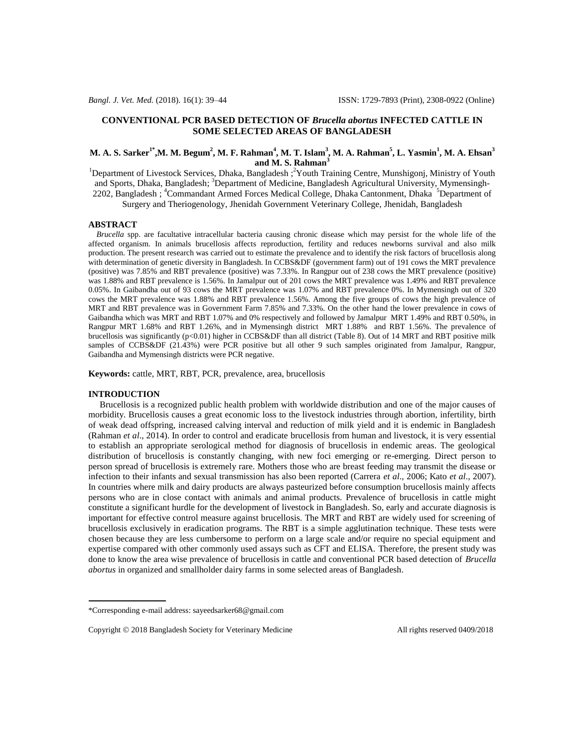# CONVENTIONAL PCR BASED DETECTION OF *Brucella abortus* INFECTED CATTLE IN SOME SELECTED AREAS OF BANGLADESH

**M. A. S. Sarker[1*], M. M. Begum[2], M. F. Rahman[4], M. T. Islam[3], M. A. Rahman[5], L. Yasmin[1], M. A. Ehsan[3] and M. S. Rahman[3]**

[1]Department of Livestock Services, Dhaka, Bangladesh ;[2]Youth Training Centre, Munshigonj, Ministry of Youth and Sports, Dhaka, Bangladesh; [3]Department of Medicine, Bangladesh Agricultural University, Mymensingh-2202, Bangladesh ; [4]Commandant Armed Forces Medical College, Dhaka Cantonment, Dhaka [5]Department of Surgery and Theriogenology, Jhenidah Government Veterinary College, Jhenidah, Bangladesh

## ABSTRACT

*Brucella* spp. are facultative intracellular bacteria causing chronic disease which may persist for the whole life of the affected organism. In animals brucellosis affects reproduction, fertility and reduces newborns survival and also milk production. The present research was carried out to estimate the prevalence and to identify the risk factors of brucellosis along with determination of genetic diversity in Bangladesh. In CCBS&DF (government farm) out of 191 cows the MRT prevalence (positive) was 7.85% and RBT prevalence (positive) was 7.33%. In Rangpur out of 238 cows the MRT prevalence (positive) was 1.88% and RBT prevalence is 1.56%. In Jamalpur out of 201 cows the MRT prevalence was 1.49% and RBT prevalence 0.05%. In Gaibandha out of 93 cows the MRT prevalence was 1.07% and RBT prevalence 0%. In Mymensingh out of 320 cows the MRT prevalence was 1.88% and RBT prevalence 1.56%. Among the five groups of cows the high prevalence of MRT and RBT prevalence was in Government Farm 7.85% and 7.33%. On the other hand the lower prevalence in cows of Gaibandha which was MRT and RBT 1.07% and 0% respectively and followed by Jamalpur MRT 1.49% and RBT 0.50%, in Rangpur MRT 1.68% and RBT 1.26%, and in Mymensingh district MRT 1.88% and RBT 1.56%. The prevalence of brucellosis was significantly ($p<0.01$) higher in CCBS&DF than all district (Table 8). Out of 14 MRT and RBT positive milk samples of CCBS&DF (21.43%) were PCR positive but all other 9 such samples originated from Jamalpur, Rangpur, Gaibandha and Mymensingh districts were PCR negative.

**Keywords:** cattle, MRT, RBT, PCR, prevalence, area, brucellosis

## INTRODUCTION

Brucellosis is a recognized public health problem with worldwide distribution and one of the major causes of morbidity. Brucellosis causes a great economic loss to the livestock industries through abortion, infertility, birth of weak dead offspring, increased calving interval and reduction of milk yield and it is endemic in Bangladesh (Rahman *et al*., 2014). In order to control and eradicate brucellosis from human and livestock, it is very essential to establish an appropriate serological method for diagnosis of brucellosis in endemic areas. The geological distribution of brucellosis is constantly changing, with new foci emerging or re-emerging. Direct person to person spread of brucellosis is extremely rare. Mothers those who are breast feeding may transmit the disease or infection to their infants and sexual transmission has also been reported (Carrera *et al*., 2006; Kato *et al*., 2007). In countries where milk and dairy products are always pasteurized before consumption brucellosis mainly affects persons who are in close contact with animals and animal products. Prevalence of brucellosis in cattle might constitute a significant hurdle for the development of livestock in Bangladesh. So, early and accurate diagnosis is important for effective control measure against brucellosis. The MRT and RBT are widely used for screening of brucellosis exclusively in eradication programs. The RBT is a simple agglutination technique. These tests were chosen because they are less cumbersome to perform on a large scale and/or require no special equipment and expertise compared with other commonly used assays such as CFT and ELISA. Therefore, the present study was done to know the area wise prevalence of brucellosis in cattle and conventional PCR based detection of *Brucella abortus* in organized and smallholder dairy farms in some selected areas of Bangladesh.

*Corresponding e-mail address: sayeedsarker68@gmail.com

Copyright © 2018 Bangladesh Society for Veterinary Medicine All rights reserved 0409/2018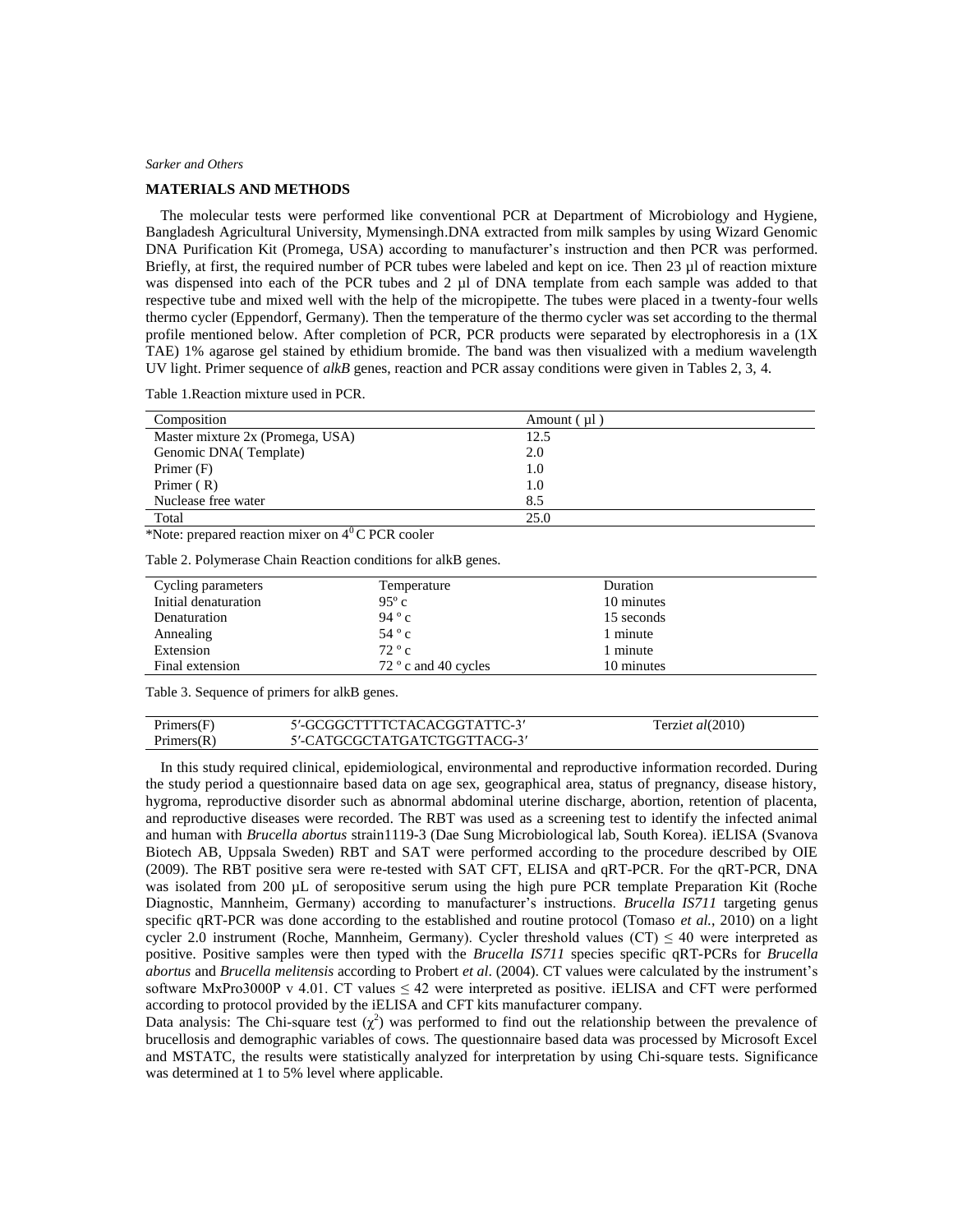## MATERIALS AND METHODS

The molecular tests were performed like conventional PCR at Department of Microbiology and Hygiene, Bangladesh Agricultural University, Mymensingh.DNA extracted from milk samples by using Wizard Genomic DNA Purification Kit (Promega, USA) according to manufacturer's instruction and then PCR was performed. Briefly, at first, the required number of PCR tubes were labeled and kept on ice. Then 23 µl of reaction mixture was dispensed into each of the PCR tubes and 2 µl of DNA template from each sample was added to that respective tube and mixed well with the help of the micropipette. The tubes were placed in a twenty-four wells thermo cycler (Eppendorf, Germany). Then the temperature of the thermo cycler was set according to the thermal profile mentioned below. After completion of PCR, PCR products were separated by electrophoresis in a (1X TAE) 1% agarose gel stained by ethidium bromide. The band was then visualized with a medium wavelength UV light. Primer sequence of *alkB* genes, reaction and PCR assay conditions were given in Tables 2, 3, 4.

Table 1.Reaction mixture used in PCR.

| Composition | Amount ( µl ) |
|---|---|
| Master mixture 2x (Promega, USA) | 12.5 |
| Genomic DNA( Template) | 2.0 |
| Primer (F) | 1.0 |
| Primer ( R) | 1.0 |
| Nuclease free water | 8.5 |
| Total | 25.0 |

*Note: prepared reaction mixer on $4^0$ C PCR cooler

Table 2. Polymerase Chain Reaction conditions for alkB genes.

| Cycling parameters | Temperature | Duration |
|---|---|---|
| Initial denaturation | 95º c | 10 minutes |
| Denaturation | 94 º c | 15 seconds |
| Annealing | 54 º c | 1 minute |
| Extension | 72 º c | 1 minute |
| Final extension | 72 º c and 40 cycles | 10 minutes |

Table 3. Sequence of primers for alkB genes.

| | | |
|---|---|---|
| Primers(F) | 5′-GCGGCTTTTCTACACGGTATTC-3′ | Terzi*et al*(2010) |
| Primers(R) | 5′-CATGCGCTATGATCTGGTTACG-3′ | |

In this study required clinical, epidemiological, environmental and reproductive information recorded. During the study period a questionnaire based data on age sex, geographical area, status of pregnancy, disease history, hygroma, reproductive disorder such as abnormal abdominal uterine discharge, abortion, retention of placenta, and reproductive diseases were recorded. The RBT was used as a screening test to identify the infected animal and human with *Brucella abortus* strain1119-3 (Dae Sung Microbiological lab, South Korea). iELISA (Svanova Biotech AB, Uppsala Sweden) RBT and SAT were performed according to the procedure described by OIE (2009). The RBT positive sera were re-tested with SAT CFT, ELISA and qRT-PCR. For the qRT-PCR, DNA was isolated from 200 µL of seropositive serum using the high pure PCR template Preparation Kit (Roche Diagnostic, Mannheim, Germany) according to manufacturer's instructions. *Brucella IS711* targeting genus specific qRT-PCR was done according to the established and routine protocol (Tomaso *et al.*, 2010) on a light cycler 2.0 instrument (Roche, Mannheim, Germany). Cycler threshold values (CT) $\leq$ 40 were interpreted as positive. Positive samples were then typed with the *Brucella IS711* species specific qRT-PCRs for *Brucella abortus* and *Brucella melitensis* according to Probert *et al*. (2004). CT values were calculated by the instrument's software MxPro3000P v 4.01. CT values $\leq$ 42 were interpreted as positive. iELISA and CFT were performed according to protocol provided by the iELISA and CFT kits manufacturer company.

Data analysis: The Chi-square test ($\chi^2$) was performed to find out the relationship between the prevalence of brucellosis and demographic variables of cows. The questionnaire based data was processed by Microsoft Excel and MSTATC, the results were statistically analyzed for interpretation by using Chi-square tests. Significance was determined at 1 to 5% level where applicable.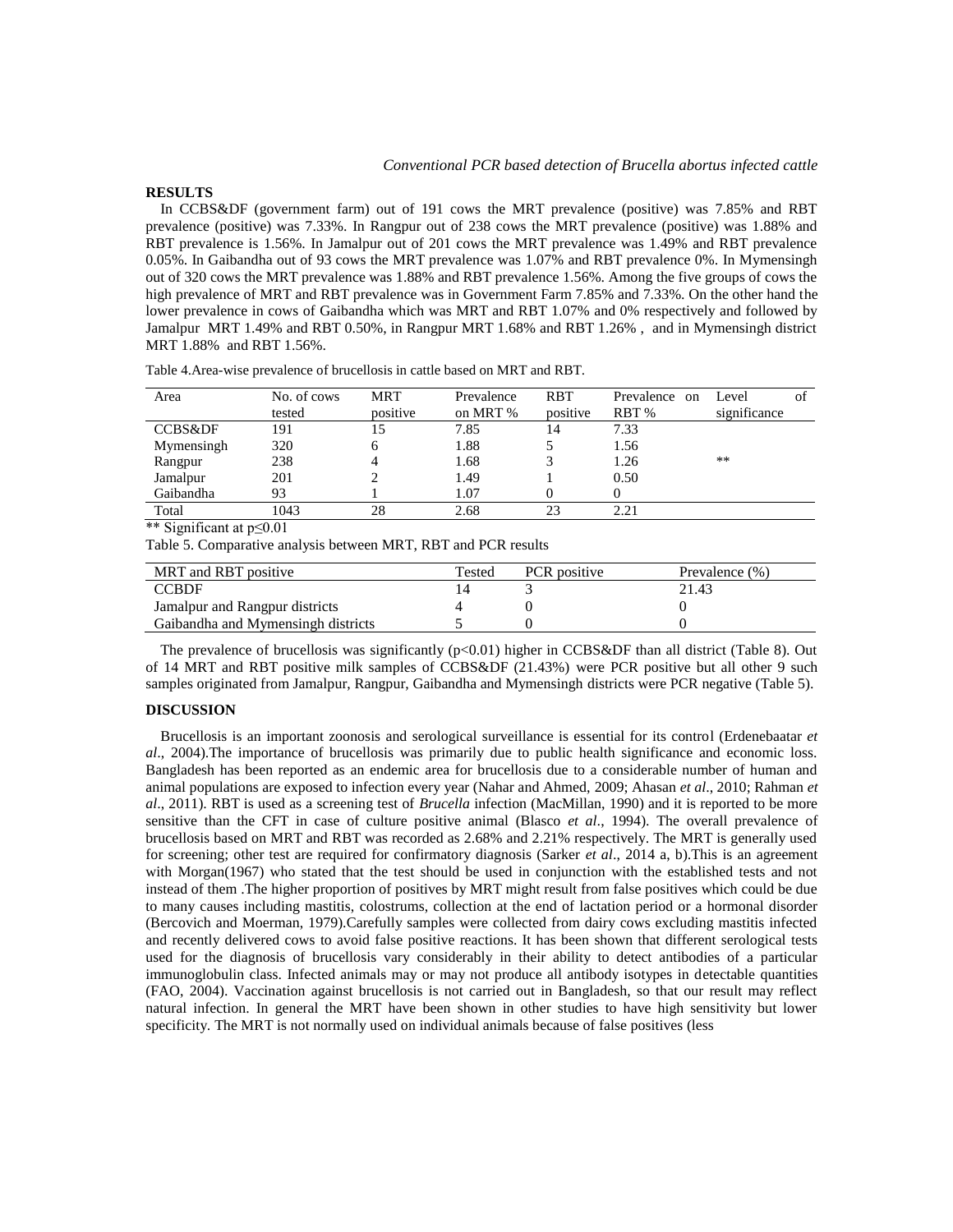## RESULTS

In CCBS&DF (government farm) out of 191 cows the MRT prevalence (positive) was 7.85% and RBT prevalence (positive) was 7.33%. In Rangpur out of 238 cows the MRT prevalence (positive) was 1.88% and RBT prevalence is 1.56%. In Jamalpur out of 201 cows the MRT prevalence was 1.49% and RBT prevalence 0.05%. In Gaibandha out of 93 cows the MRT prevalence was 1.07% and RBT prevalence 0%. In Mymensingh out of 320 cows the MRT prevalence was 1.88% and RBT prevalence 1.56%. Among the five groups of cows the high prevalence of MRT and RBT prevalence was in Government Farm 7.85% and 7.33%. On the other hand the lower prevalence in cows of Gaibandha which was MRT and RBT 1.07% and 0% respectively and followed by Jamalpur MRT 1.49% and RBT 0.50%, in Rangpur MRT 1.68% and RBT 1.26% , and in Mymensingh district MRT 1.88% and RBT 1.56%.

Table 4.Area-wise prevalence of brucellosis in cattle based on MRT and RBT.

| Area | No. of cows tested | MRT positive | Prevalence on MRT % | RBT positive | Prevalence on RBT % | Level of significance |
|---|---|---|---|---|---|---|
| CCBS&DF | 191 | 15 | 7.85 | 14 | 7.33 | |
| Mymensingh | 320 | 6 | 1.88 | 5 | 1.56 | |
| Rangpur | 238 | 4 | 1.68 | 3 | 1.26 | ** |
| Jamalpur | 201 | 2 | 1.49 | 1 | 0.50 | |
| Gaibandha | 93 | 1 | 1.07 | 0 | 0 | |
| Total | 1043 | 28 | 2.68 | 23 | 2.21 | |

** Significant at $p \leq 0.01$

Table 5. Comparative analysis between MRT, RBT and PCR results

| MRT and RBT positive | Tested | PCR positive | Prevalence (%) |
|---|---|---|---|
| CCBDF | 14 | 3 | 21.43 |
| Jamalpur and Rangpur districts | 4 | 0 | 0 |
| Gaibandha and Mymensingh districts | 5 | 0 | 0 |

The prevalence of brucellosis was significantly ($p<0.01$) higher in CCBS&DF than all district (Table 8). Out of 14 MRT and RBT positive milk samples of CCBS&DF (21.43%) were PCR positive but all other 9 such samples originated from Jamalpur, Rangpur, Gaibandha and Mymensingh districts were PCR negative (Table 5).

## DISCUSSION

Brucellosis is an important zoonosis and serological surveillance is essential for its control (Erdenebaatar *et al*., 2004).The importance of brucellosis was primarily due to public health significance and economic loss. Bangladesh has been reported as an endemic area for brucellosis due to a considerable number of human and animal populations are exposed to infection every year (Nahar and Ahmed, 2009; Ahasan *et al*., 2010; Rahman *et al*., 2011). RBT is used as a screening test of *Brucella* infection (MacMillan, 1990) and it is reported to be more sensitive than the CFT in case of culture positive animal (Blasco *et al*., 1994). The overall prevalence of brucellosis based on MRT and RBT was recorded as 2.68% and 2.21% respectively. The MRT is generally used for screening; other test are required for confirmatory diagnosis (Sarker *et al*., 2014 a, b).This is an agreement with Morgan(1967) who stated that the test should be used in conjunction with the established tests and not instead of them .The higher proportion of positives by MRT might result from false positives which could be due to many causes including mastitis, colostrums, collection at the end of lactation period or a hormonal disorder (Bercovich and Moerman, 1979).Carefully samples were collected from dairy cows excluding mastitis infected and recently delivered cows to avoid false positive reactions. It has been shown that different serological tests used for the diagnosis of brucellosis vary considerably in their ability to detect antibodies of a particular immunoglobulin class. Infected animals may or may not produce all antibody isotypes in detectable quantities (FAO, 2004). Vaccination against brucellosis is not carried out in Bangladesh, so that our result may reflect natural infection. In general the MRT have been shown in other studies to have high sensitivity but lower specificity. The MRT is not normally used on individual animals because of false positives (less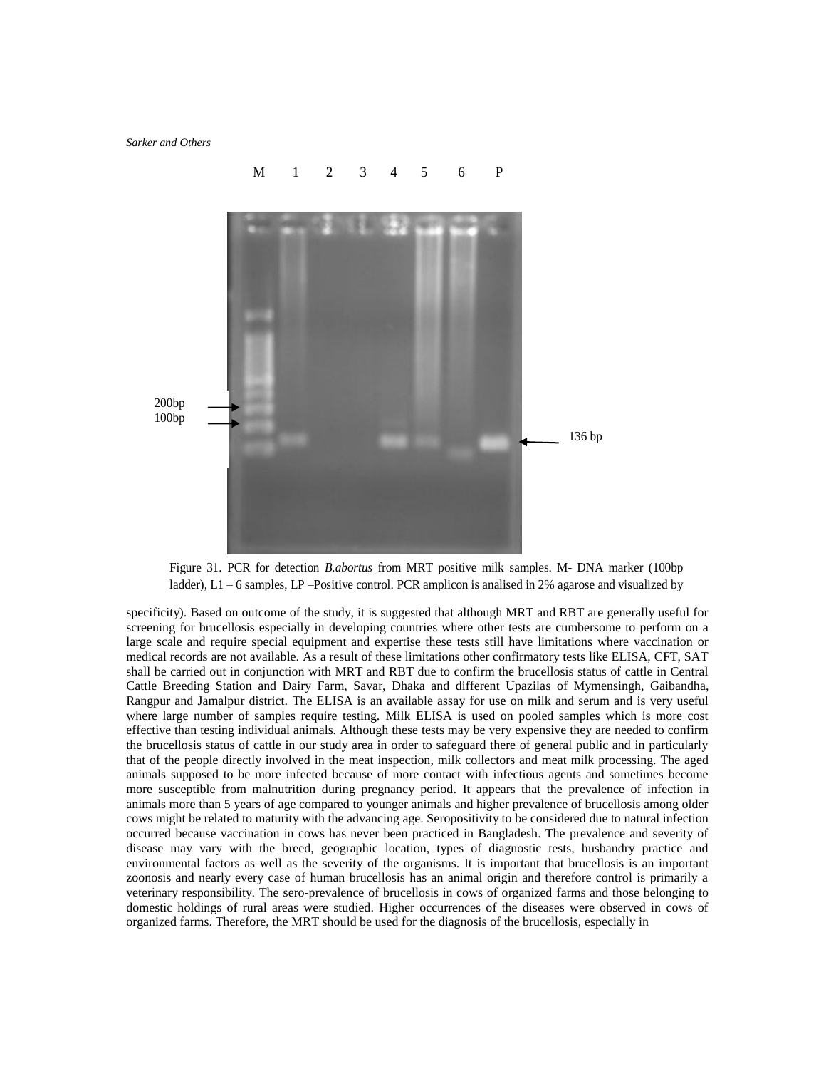M 1 2 3 4 5 6 P

200bp

100bp

136 bp

Figure 31. PCR for detection *B.abortus* from MRT positive milk samples. M- DNA marker (100bp ladder), L1 – 6 samples, LP –Positive control. PCR amplicon is analised in 2% agarose and visualized by

specificity). Based on outcome of the study, it is suggested that although MRT and RBT are generally useful for screening for brucellosis especially in developing countries where other tests are cumbersome to perform on a large scale and require special equipment and expertise these tests still have limitations where vaccination or medical records are not available. As a result of these limitations other confirmatory tests like ELISA, CFT, SAT shall be carried out in conjunction with MRT and RBT due to confirm the brucellosis status of cattle in Central Cattle Breeding Station and Dairy Farm, Savar, Dhaka and different Upazilas of Mymensingh, Gaibandha, Rangpur and Jamalpur district. The ELISA is an available assay for use on milk and serum and is very useful where large number of samples require testing. Milk ELISA is used on pooled samples which is more cost effective than testing individual animals. Although these tests may be very expensive they are needed to confirm the brucellosis status of cattle in our study area in order to safeguard there of general public and in particularly that of the people directly involved in the meat inspection, milk collectors and meat milk processing. The aged animals supposed to be more infected because of more contact with infectious agents and sometimes become more susceptible from malnutrition during pregnancy period. It appears that the prevalence of infection in animals more than 5 years of age compared to younger animals and higher prevalence of brucellosis among older cows might be related to maturity with the advancing age. Seropositivity to be considered due to natural infection occurred because vaccination in cows has never been practiced in Bangladesh. The prevalence and severity of disease may vary with the breed, geographic location, types of diagnostic tests, husbandry practice and environmental factors as well as the severity of the organisms. It is important that brucellosis is an important zoonosis and nearly every case of human brucellosis has an animal origin and therefore control is primarily a veterinary responsibility. The sero-prevalence of brucellosis in cows of organized farms and those belonging to domestic holdings of rural areas were studied. Higher occurrences of the diseases were observed in cows of organized farms. Therefore, the MRT should be used for the diagnosis of the brucellosis, especially in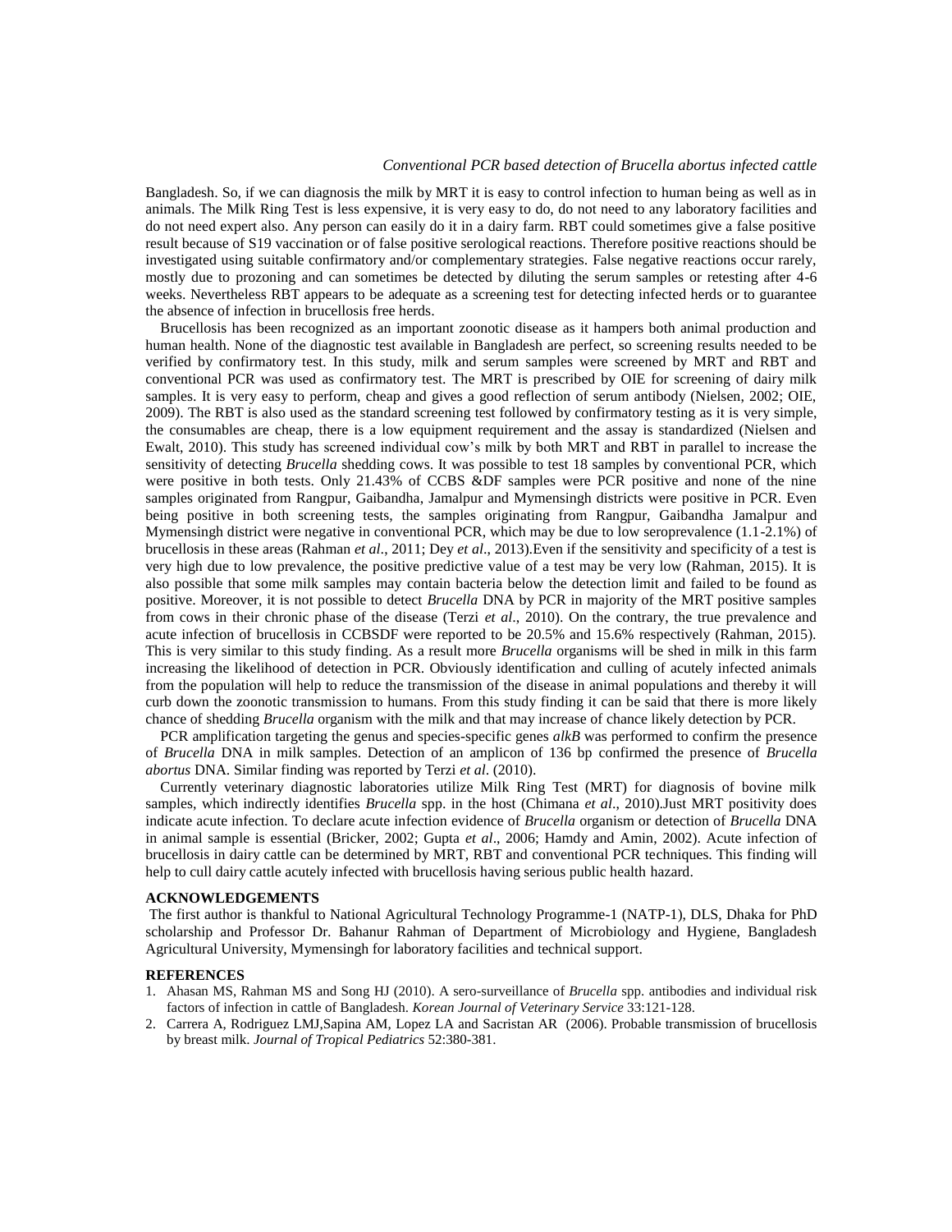Bangladesh. So, if we can diagnosis the milk by MRT it is easy to control infection to human being as well as in animals. The Milk Ring Test is less expensive, it is very easy to do, do not need to any laboratory facilities and do not need expert also. Any person can easily do it in a dairy farm. RBT could sometimes give a false positive result because of S19 vaccination or of false positive serological reactions. Therefore positive reactions should be investigated using suitable confirmatory and/or complementary strategies. False negative reactions occur rarely, mostly due to prozoning and can sometimes be detected by diluting the serum samples or retesting after 4-6 weeks. Nevertheless RBT appears to be adequate as a screening test for detecting infected herds or to guarantee the absence of infection in brucellosis free herds.

Brucellosis has been recognized as an important zoonotic disease as it hampers both animal production and human health. None of the diagnostic test available in Bangladesh are perfect, so screening results needed to be verified by confirmatory test. In this study, milk and serum samples were screened by MRT and RBT and conventional PCR was used as confirmatory test. The MRT is prescribed by OIE for screening of dairy milk samples. It is very easy to perform, cheap and gives a good reflection of serum antibody (Nielsen, 2002; OIE, 2009). The RBT is also used as the standard screening test followed by confirmatory testing as it is very simple, the consumables are cheap, there is a low equipment requirement and the assay is standardized (Nielsen and Ewalt, 2010). This study has screened individual cow's milk by both MRT and RBT in parallel to increase the sensitivity of detecting *Brucella* shedding cows. It was possible to test 18 samples by conventional PCR, which were positive in both tests. Only 21.43% of CCBS &DF samples were PCR positive and none of the nine samples originated from Rangpur, Gaibandha, Jamalpur and Mymensingh districts were positive in PCR. Even being positive in both screening tests, the samples originating from Rangpur, Gaibandha Jamalpur and Mymensingh district were negative in conventional PCR, which may be due to low seroprevalence (1.1-2.1%) of brucellosis in these areas (Rahman *et al*., 2011; Dey *et al*., 2013).Even if the sensitivity and specificity of a test is very high due to low prevalence, the positive predictive value of a test may be very low (Rahman, 2015). It is also possible that some milk samples may contain bacteria below the detection limit and failed to be found as positive. Moreover, it is not possible to detect *Brucella* DNA by PCR in majority of the MRT positive samples from cows in their chronic phase of the disease (Terzi *et al*., 2010). On the contrary, the true prevalence and acute infection of brucellosis in CCBSDF were reported to be 20.5% and 15.6% respectively (Rahman, 2015). This is very similar to this study finding. As a result more *Brucella* organisms will be shed in milk in this farm increasing the likelihood of detection in PCR. Obviously identification and culling of acutely infected animals from the population will help to reduce the transmission of the disease in animal populations and thereby it will curb down the zoonotic transmission to humans. From this study finding it can be said that there is more likely chance of shedding *Brucella* organism with the milk and that may increase of chance likely detection by PCR.

PCR amplification targeting the genus and species-specific genes *alkB* was performed to confirm the presence of *Brucella* DNA in milk samples. Detection of an amplicon of 136 bp confirmed the presence of *Brucella abortus* DNA. Similar finding was reported by Terzi *et al*. (2010).

Currently veterinary diagnostic laboratories utilize Milk Ring Test (MRT) for diagnosis of bovine milk samples, which indirectly identifies *Brucella* spp. in the host (Chimana *et al*., 2010).Just MRT positivity does indicate acute infection. To declare acute infection evidence of *Brucella* organism or detection of *Brucella* DNA in animal sample is essential (Bricker, 2002; Gupta *et al*., 2006; Hamdy and Amin, 2002). Acute infection of brucellosis in dairy cattle can be determined by MRT, RBT and conventional PCR techniques. This finding will help to cull dairy cattle acutely infected with brucellosis having serious public health hazard.

## ACKNOWLEDGEMENTS

The first author is thankful to National Agricultural Technology Programme-1 (NATP-1), DLS, Dhaka for PhD scholarship and Professor Dr. Bahanur Rahman of Department of Microbiology and Hygiene, Bangladesh Agricultural University, Mymensingh for laboratory facilities and technical support.

## REFERENCES

1. Ahasan MS, Rahman MS and Song HJ (2010). A sero-surveillance of *Brucella* spp. antibodies and individual risk factors of infection in cattle of Bangladesh. *Korean Journal of Veterinary Service* 33:121-128.
2. Carrera A, Rodriguez LMJ,Sapina AM, Lopez LA and Sacristan AR (2006). Probable transmission of brucellosis by breast milk. *Journal of Tropical Pediatrics* 52:380-381.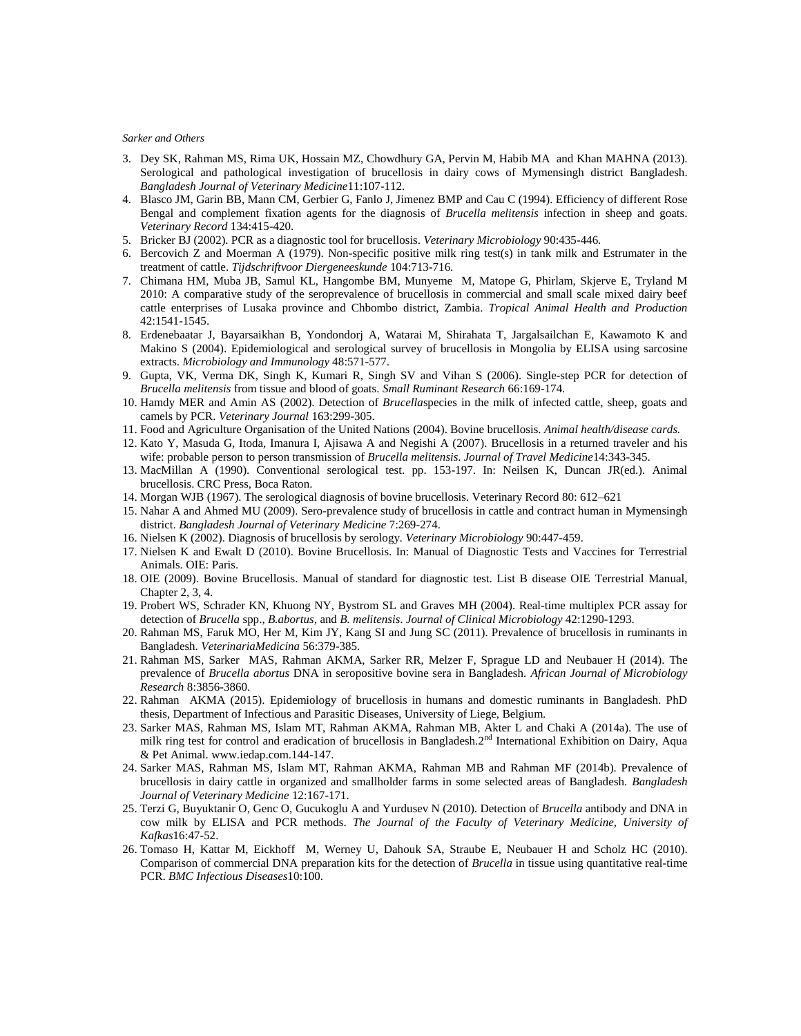3. Dey SK, Rahman MS, Rima UK, Hossain MZ, Chowdhury GA, Pervin M, Habib MA and Khan MAHNA (2013). Serological and pathological investigation of brucellosis in dairy cows of Mymensingh district Bangladesh. *Bangladesh Journal of Veterinary Medicine*11:107-112.
4. Blasco JM, Garin BB, Mann CM, Gerbier G, Fanlo J, Jimenez BMP and Cau C (1994). Efficiency of different Rose Bengal and complement fixation agents for the diagnosis of *Brucella melitensis* infection in sheep and goats. *Veterinary Record* 134:415-420.
5. Bricker BJ (2002). PCR as a diagnostic tool for brucellosis. *Veterinary Microbiology* 90:435-446.
6. Bercovich Z and Moerman A (1979). Non-specific positive milk ring test(s) in tank milk and Estrumater in the treatment of cattle. *Tijdschriftvoor Diergeneeskunde* 104:713-716.
7. Chimana HM, Muba JB, Samul KL, Hangombe BM, Munyeme M, Matope G, Phirlam, Skjerve E, Tryland M 2010: A comparative study of the seroprevalence of brucellosis in commercial and small scale mixed dairy beef cattle enterprises of Lusaka province and Chbombo district, Zambia. *Tropical Animal Health and Production* 42:1541-1545.
8. Erdenebaatar J, Bayarsaikhan B, Yondondorj A, Watarai M, Shirahata T, Jargalsailchan E, Kawamoto K and Makino S (2004). Epidemiological and serological survey of brucellosis in Mongolia by ELISA using sarcosine extracts. *Microbiology and Immunology* 48:571-577.
9. Gupta, VK, Verma DK, Singh K, Kumari R, Singh SV and Vihan S (2006). Single-step PCR for detection of *Brucella melitensis* from tissue and blood of goats. *Small Ruminant Research* 66:169-174.
10. Hamdy MER and Amin AS (2002). Detection of *Brucella*species in the milk of infected cattle, sheep, goats and camels by PCR. *Veterinary Journal* 163:299-305.
11. Food and Agriculture Organisation of the United Nations (2004). Bovine brucellosis. *Animal health/disease cards.*
12. Kato Y, Masuda G, Itoda, Imanura I, Ajisawa A and Negishi A (2007). Brucellosis in a returned traveler and his wife: probable person to person transmission of *Brucella melitensis*. *Journal of Travel Medicine*14:343-345.
13. MacMillan A (1990). Conventional serological test. pp. 153-197. In: Neilsen K, Duncan JR(ed.). Animal brucellosis. CRC Press, Boca Raton.
14. Morgan WJB (1967). The serological diagnosis of bovine brucellosis. Veterinary Record 80: 612–621
15. Nahar A and Ahmed MU (2009). Sero-prevalence study of brucellosis in cattle and contract human in Mymensingh district. *Bangladesh Journal of Veterinary Medicine* 7:269-274.
16. Nielsen K (2002). Diagnosis of brucellosis by serology. *Veterinary Microbiology* 90:447-459.
17. Nielsen K and Ewalt D (2010). Bovine Brucellosis. In: Manual of Diagnostic Tests and Vaccines for Terrestrial Animals. OIE: Paris.
18. OIE (2009). Bovine Brucellosis. Manual of standard for diagnostic test. List B disease OIE Terrestrial Manual, Chapter 2, 3, 4.
19. Probert WS, Schrader KN, Khuong NY, Bystrom SL and Graves MH (2004). Real-time multiplex PCR assay for detection of *Brucella* spp., *B.abortus*, and *B. melitensis*. *Journal of Clinical Microbiology* 42:1290-1293.
20. Rahman MS, Faruk MO, Her M, Kim JY, Kang SI and Jung SC (2011). Prevalence of brucellosis in ruminants in Bangladesh. *VeterinariaMedicina* 56:379-385.
21. Rahman MS, Sarker MAS, Rahman AKMA, Sarker RR, Melzer F, Sprague LD and Neubauer H (2014). The prevalence of *Brucella abortus* DNA in seropositive bovine sera in Bangladesh. *African Journal of Microbiology Research* 8:3856-3860.
22. Rahman AKMA (2015). Epidemiology of brucellosis in humans and domestic ruminants in Bangladesh. PhD thesis, Department of Infectious and Parasitic Diseases, University of Liege, Belgium.
23. Sarker MAS, Rahman MS, Islam MT, Rahman AKMA, Rahman MB, Akter L and Chaki A (2014a). The use of milk ring test for control and eradication of brucellosis in Bangladesh.2nd International Exhibition on Dairy, Aqua & Pet Animal. www.iedap.com.144-147.
24. Sarker MAS, Rahman MS, Islam MT, Rahman AKMA, Rahman MB and Rahman MF (2014b). Prevalence of brucellosis in dairy cattle in organized and smallholder farms in some selected areas of Bangladesh. *Bangladesh Journal of Veterinary Medicine* 12:167-171.
25. Terzi G, Buyuktanir O, Genc O, Gucukoglu A and Yurdusev N (2010). Detection of *Brucella* antibody and DNA in cow milk by ELISA and PCR methods. *The Journal of the Faculty of Veterinary Medicine, University of Kafkas*16:47-52.
26. Tomaso H, Kattar M, Eickhoff M, Werney U, Dahouk SA, Straube E, Neubauer H and Scholz HC (2010). Comparison of commercial DNA preparation kits for the detection of *Brucella* in tissue using quantitative real-time PCR. *BMC Infectious Diseases*10:100.